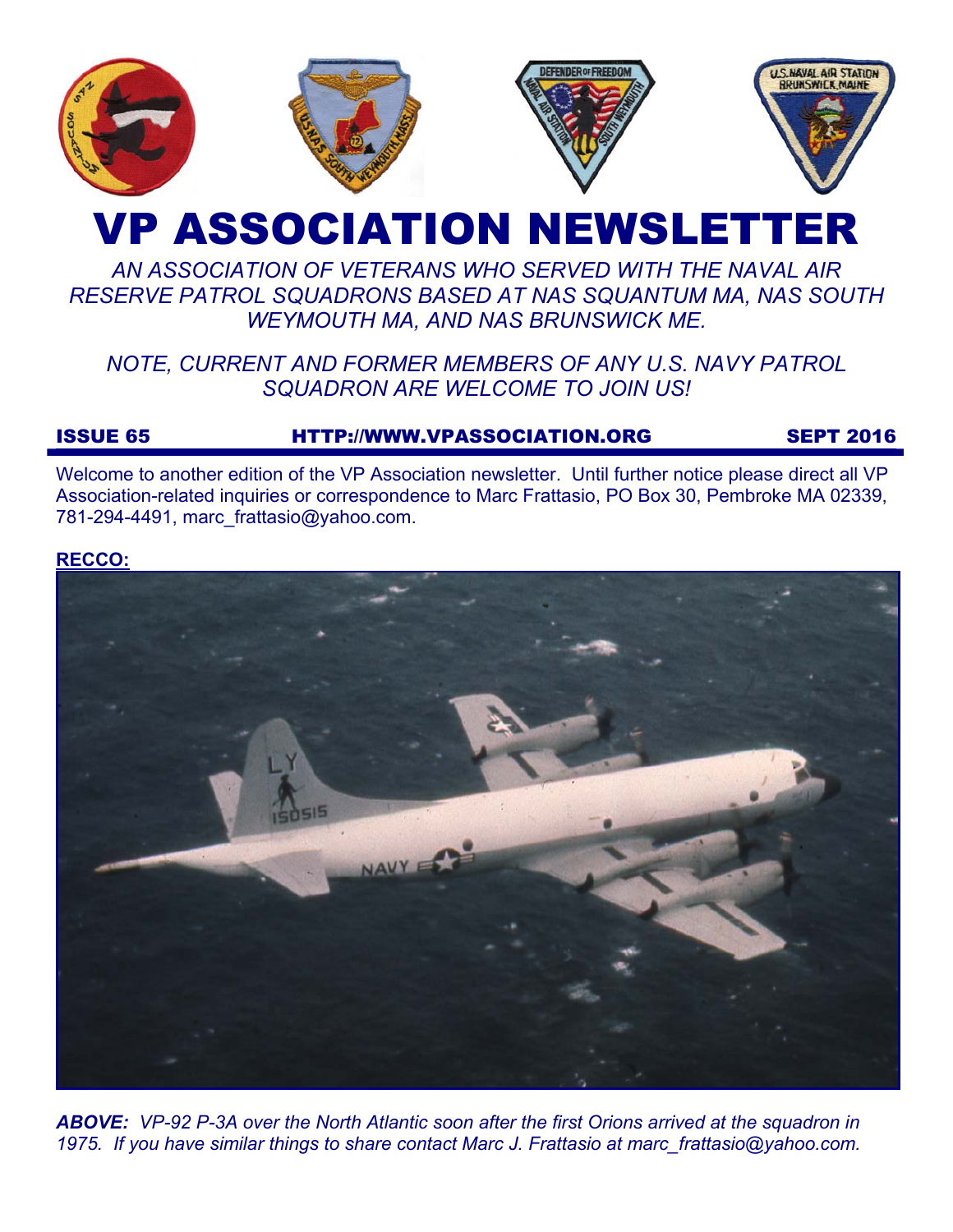# VP ASSOCIATION NEWSLETTER

*AN ASSOCIATION OF VETERANS WHO SERVED WITH THE NAVAL AIR RESERVE PATROL SQUADRONS BASED AT NAS SQUANTUM MA, NAS SOUTH WEYMOUTH MA, AND NAS BRUNSWICK ME.*

*NOTE, CURRENT AND FORMER MEMBERS OF ANY U.S. NAVY PATROL SQUADRON ARE WELCOME TO JOIN US!*

**ISSUE 65** **HTTP://WWW.VPASSOCIATION.ORG** **SEPT 2016**

Welcome to another edition of the VP Association newsletter. Until further notice please direct all VP Association-related inquiries or correspondence to Marc Frattasio, PO Box 30, Pembroke MA 02339, 781-294-4491, marc_frattasio@yahoo.com.

**RECCO:**

***ABOVE:*** *VP-92 P-3A over the North Atlantic soon after the first Orions arrived at the squadron in 1975. If you have similar things to share contact Marc J. Frattasio at marc_frattasio@yahoo.com.*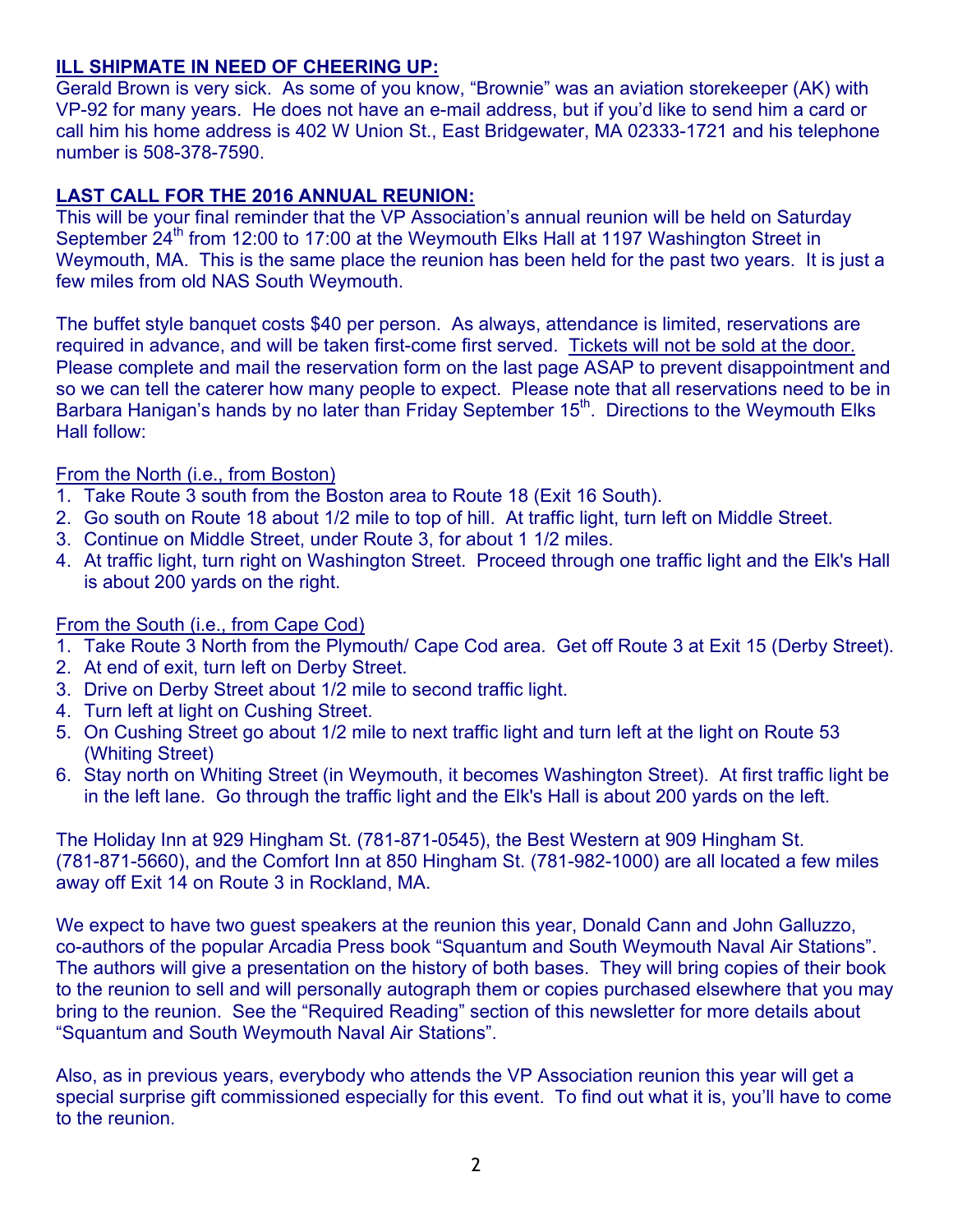## ILL SHIPMATE IN NEED OF CHEERING UP:

Gerald Brown is very sick. As some of you know, "Brownie" was an aviation storekeeper (AK) with VP-92 for many years. He does not have an e-mail address, but if you'd like to send him a card or call him his home address is 402 W Union St., East Bridgewater, MA 02333-1721 and his telephone number is 508-378-7590.

## LAST CALL FOR THE 2016 ANNUAL REUNION:

This will be your final reminder that the VP Association's annual reunion will be held on Saturday September 24th from 12:00 to 17:00 at the Weymouth Elks Hall at 1197 Washington Street in Weymouth, MA. This is the same place the reunion has been held for the past two years. It is just a few miles from old NAS South Weymouth.

The buffet style banquet costs $40 per person. As always, attendance is limited, reservations are required in advance, and will be taken first-come first served. Tickets will not be sold at the door. Please complete and mail the reservation form on the last page ASAP to prevent disappointment and so we can tell the caterer how many people to expect. Please note that all reservations need to be in Barbara Hanigan's hands by no later than Friday September 15th. Directions to the Weymouth Elks Hall follow:

From the North (i.e., from Boston)

1. Take Route 3 south from the Boston area to Route 18 (Exit 16 South).
2. Go south on Route 18 about 1/2 mile to top of hill. At traffic light, turn left on Middle Street.
3. Continue on Middle Street, under Route 3, for about 1 1/2 miles.
4. At traffic light, turn right on Washington Street. Proceed through one traffic light and the Elk's Hall is about 200 yards on the right.

From the South (i.e., from Cape Cod)

1. Take Route 3 North from the Plymouth/ Cape Cod area. Get off Route 3 at Exit 15 (Derby Street).
2. At end of exit, turn left on Derby Street.
3. Drive on Derby Street about 1/2 mile to second traffic light.
4. Turn left at light on Cushing Street.
5. On Cushing Street go about 1/2 mile to next traffic light and turn left at the light on Route 53 (Whiting Street)
6. Stay north on Whiting Street (in Weymouth, it becomes Washington Street). At first traffic light be in the left lane. Go through the traffic light and the Elk's Hall is about 200 yards on the left.

The Holiday Inn at 929 Hingham St. (781-871-0545), the Best Western at 909 Hingham St. (781-871-5660), and the Comfort Inn at 850 Hingham St. (781-982-1000) are all located a few miles away off Exit 14 on Route 3 in Rockland, MA.

We expect to have two guest speakers at the reunion this year, Donald Cann and John Galluzzo, co-authors of the popular Arcadia Press book "Squantum and South Weymouth Naval Air Stations". The authors will give a presentation on the history of both bases. They will bring copies of their book to the reunion to sell and will personally autograph them or copies purchased elsewhere that you may bring to the reunion. See the "Required Reading" section of this newsletter for more details about "Squantum and South Weymouth Naval Air Stations".

Also, as in previous years, everybody who attends the VP Association reunion this year will get a special surprise gift commissioned especially for this event. To find out what it is, you'll have to come to the reunion.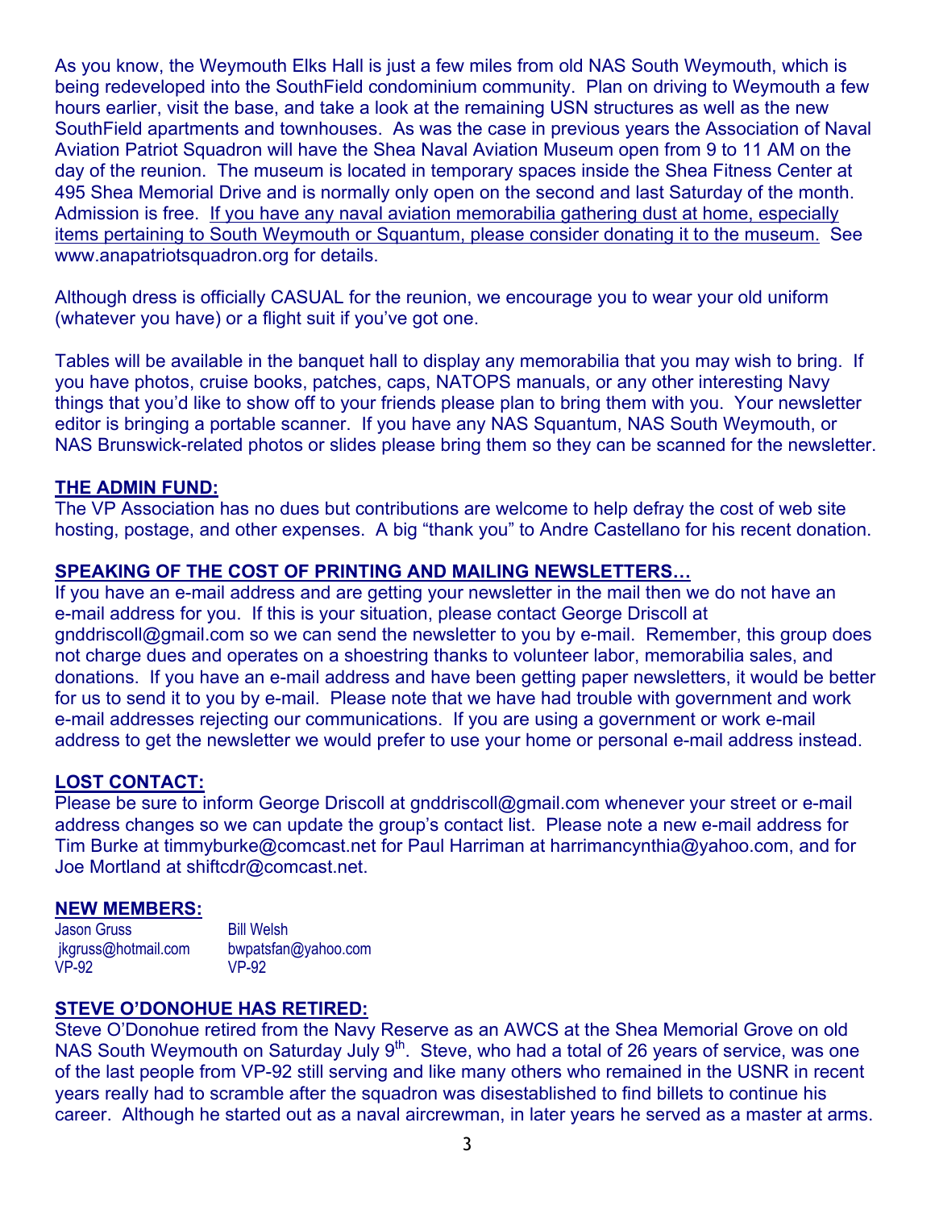As you know, the Weymouth Elks Hall is just a few miles from old NAS South Weymouth, which is being redeveloped into the SouthField condominium community. Plan on driving to Weymouth a few hours earlier, visit the base, and take a look at the remaining USN structures as well as the new SouthField apartments and townhouses. As was the case in previous years the Association of Naval Aviation Patriot Squadron will have the Shea Naval Aviation Museum open from 9 to 11 AM on the day of the reunion. The museum is located in temporary spaces inside the Shea Fitness Center at 495 Shea Memorial Drive and is normally only open on the second and last Saturday of the month. Admission is free. <u>If you have any naval aviation memorabilia gathering dust at home, especially items pertaining to South Weymouth or Squantum, please consider donating it to the museum.</u> See www.anapatriotsquadron.org for details.

Although dress is officially CASUAL for the reunion, we encourage you to wear your old uniform (whatever you have) or a flight suit if you've got one.

Tables will be available in the banquet hall to display any memorabilia that you may wish to bring. If you have photos, cruise books, patches, caps, NATOPS manuals, or any other interesting Navy things that you'd like to show off to your friends please plan to bring them with you. Your newsletter editor is bringing a portable scanner. If you have any NAS Squantum, NAS South Weymouth, or NAS Brunswick-related photos or slides please bring them so they can be scanned for the newsletter.

## THE ADMIN FUND:

The VP Association has no dues but contributions are welcome to help defray the cost of web site hosting, postage, and other expenses. A big "thank you" to Andre Castellano for his recent donation.

## SPEAKING OF THE COST OF PRINTING AND MAILING NEWSLETTERS…

If you have an e-mail address and are getting your newsletter in the mail then we do not have an e-mail address for you. If this is your situation, please contact George Driscoll at gnddriscoll@gmail.com so we can send the newsletter to you by e-mail. Remember, this group does not charge dues and operates on a shoestring thanks to volunteer labor, memorabilia sales, and donations. If you have an e-mail address and have been getting paper newsletters, it would be better for us to send it to you by e-mail. Please note that we have had trouble with government and work e-mail addresses rejecting our communications. If you are using a government or work e-mail address to get the newsletter we would prefer to use your home or personal e-mail address instead.

## LOST CONTACT:

Please be sure to inform George Driscoll at gnddriscoll@gmail.com whenever your street or e-mail address changes so we can update the group's contact list. Please note a new e-mail address for Tim Burke at timmyburke@comcast.net for Paul Harriman at harrimancynthia@yahoo.com, and for Joe Mortland at shiftcdr@comcast.net.

## NEW MEMBERS:

| Jason Gruss | Bill Welsh |
|---|---|
| jkgruss@hotmail.com | bwpatsfan@yahoo.com |
| VP-92 | VP-92 |

## STEVE O'DONOHUE HAS RETIRED:

Steve O'Donohue retired from the Navy Reserve as an AWCS at the Shea Memorial Grove on old NAS South Weymouth on Saturday July 9th. Steve, who had a total of 26 years of service, was one of the last people from VP-92 still serving and like many others who remained in the USNR in recent years really had to scramble after the squadron was disestablished to find billets to continue his career. Although he started out as a naval aircrewman, in later years he served as a master at arms.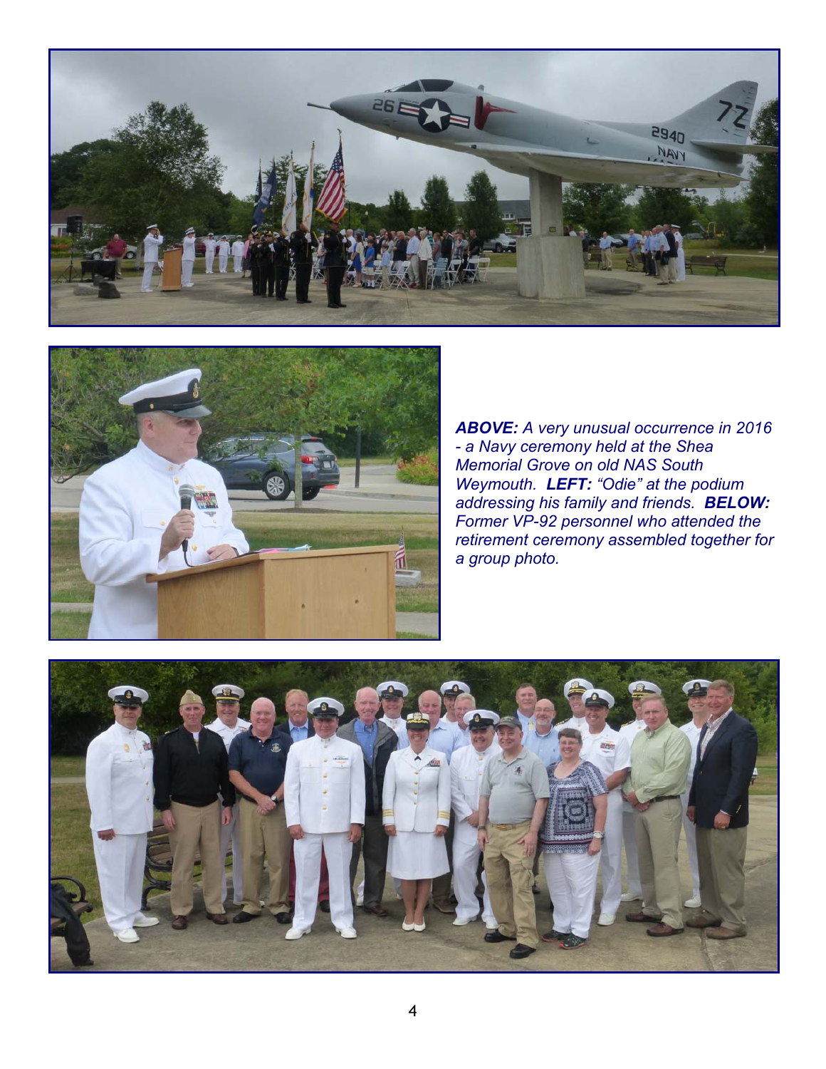***ABOVE:*** *A very unusual occurrence in 2016 - a Navy ceremony held at the Shea Memorial Grove on old NAS South Weymouth.* ***LEFT:*** *"Odie" at the podium addressing his family and friends.* ***BELOW:*** *Former VP-92 personnel who attended the retirement ceremony assembled together for a group photo.*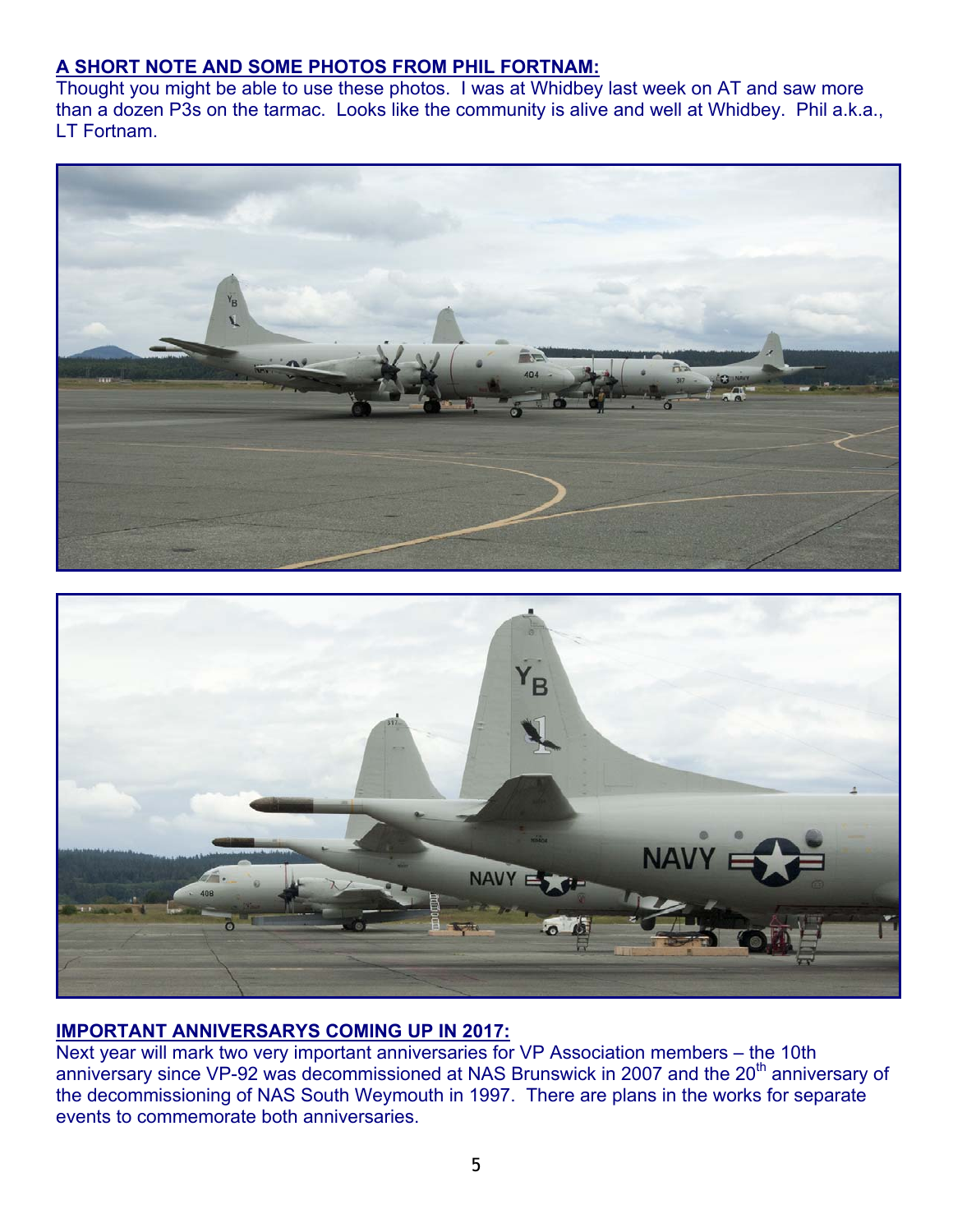## A SHORT NOTE AND SOME PHOTOS FROM PHIL FORTNAM:

Thought you might be able to use these photos. I was at Whidbey last week on AT and saw more than a dozen P3s on the tarmac. Looks like the community is alive and well at Whidbey. Phil a.k.a., LT Fortnam.

## IMPORTANT ANNIVERSARYS COMING UP IN 2017:

Next year will mark two very important anniversaries for VP Association members – the 10th anniversary since VP-92 was decommissioned at NAS Brunswick in 2007 and the 20th anniversary of the decommissioning of NAS South Weymouth in 1997. There are plans in the works for separate events to commemorate both anniversaries.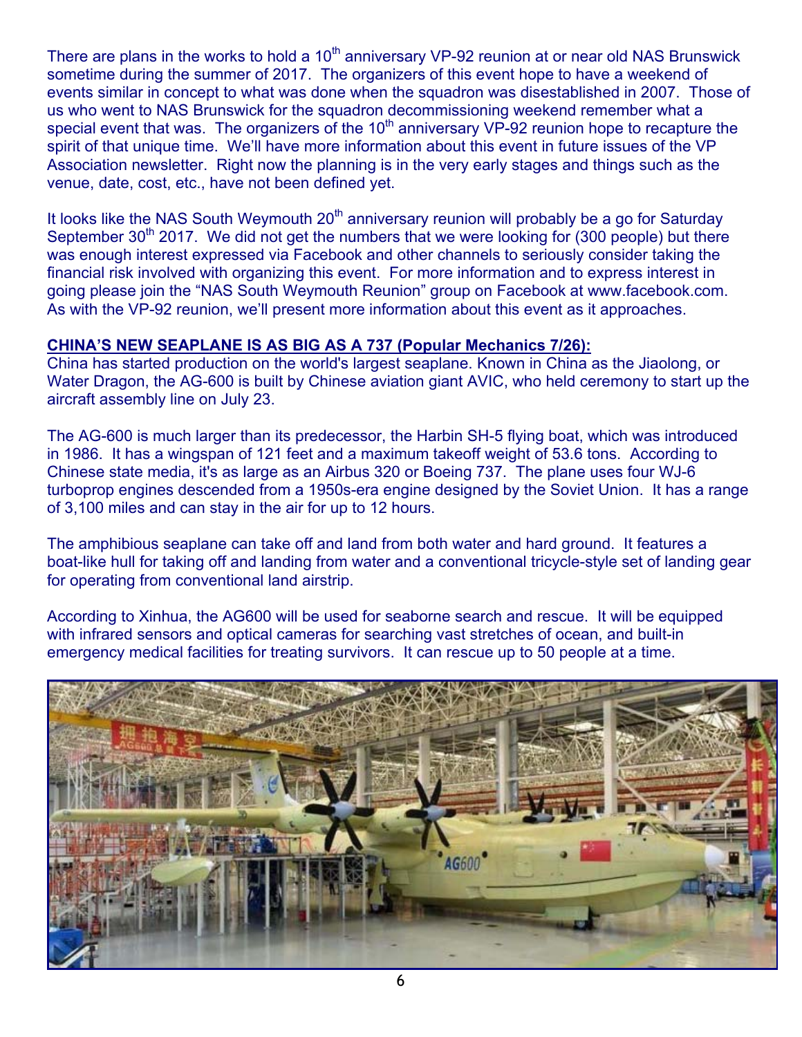There are plans in the works to hold a 10th anniversary VP-92 reunion at or near old NAS Brunswick sometime during the summer of 2017. The organizers of this event hope to have a weekend of events similar in concept to what was done when the squadron was disestablished in 2007. Those of us who went to NAS Brunswick for the squadron decommissioning weekend remember what a special event that was. The organizers of the 10th anniversary VP-92 reunion hope to recapture the spirit of that unique time. We'll have more information about this event in future issues of the VP Association newsletter. Right now the planning is in the very early stages and things such as the venue, date, cost, etc., have not been defined yet.

It looks like the NAS South Weymouth 20th anniversary reunion will probably be a go for Saturday September 30th 2017. We did not get the numbers that we were looking for (300 people) but there was enough interest expressed via Facebook and other channels to seriously consider taking the financial risk involved with organizing this event. For more information and to express interest in going please join the "NAS South Weymouth Reunion" group on Facebook at www.facebook.com. As with the VP-92 reunion, we'll present more information about this event as it approaches.

**CHINA'S NEW SEAPLANE IS AS BIG AS A 737 (Popular Mechanics 7/26):**

China has started production on the world's largest seaplane. Known in China as the Jiaolong, or Water Dragon, the AG-600 is built by Chinese aviation giant AVIC, who held ceremony to start up the aircraft assembly line on July 23.

The AG-600 is much larger than its predecessor, the Harbin SH-5 flying boat, which was introduced in 1986. It has a wingspan of 121 feet and a maximum takeoff weight of 53.6 tons. According to Chinese state media, it's as large as an Airbus 320 or Boeing 737. The plane uses four WJ-6 turboprop engines descended from a 1950s-era engine designed by the Soviet Union. It has a range of 3,100 miles and can stay in the air for up to 12 hours.

The amphibious seaplane can take off and land from both water and hard ground. It features a boat-like hull for taking off and landing from water and a conventional tricycle-style set of landing gear for operating from conventional land airstrip.

According to Xinhua, the AG600 will be used for seaborne search and rescue. It will be equipped with infrared sensors and optical cameras for searching vast stretches of ocean, and built-in emergency medical facilities for treating survivors. It can rescue up to 50 people at a time.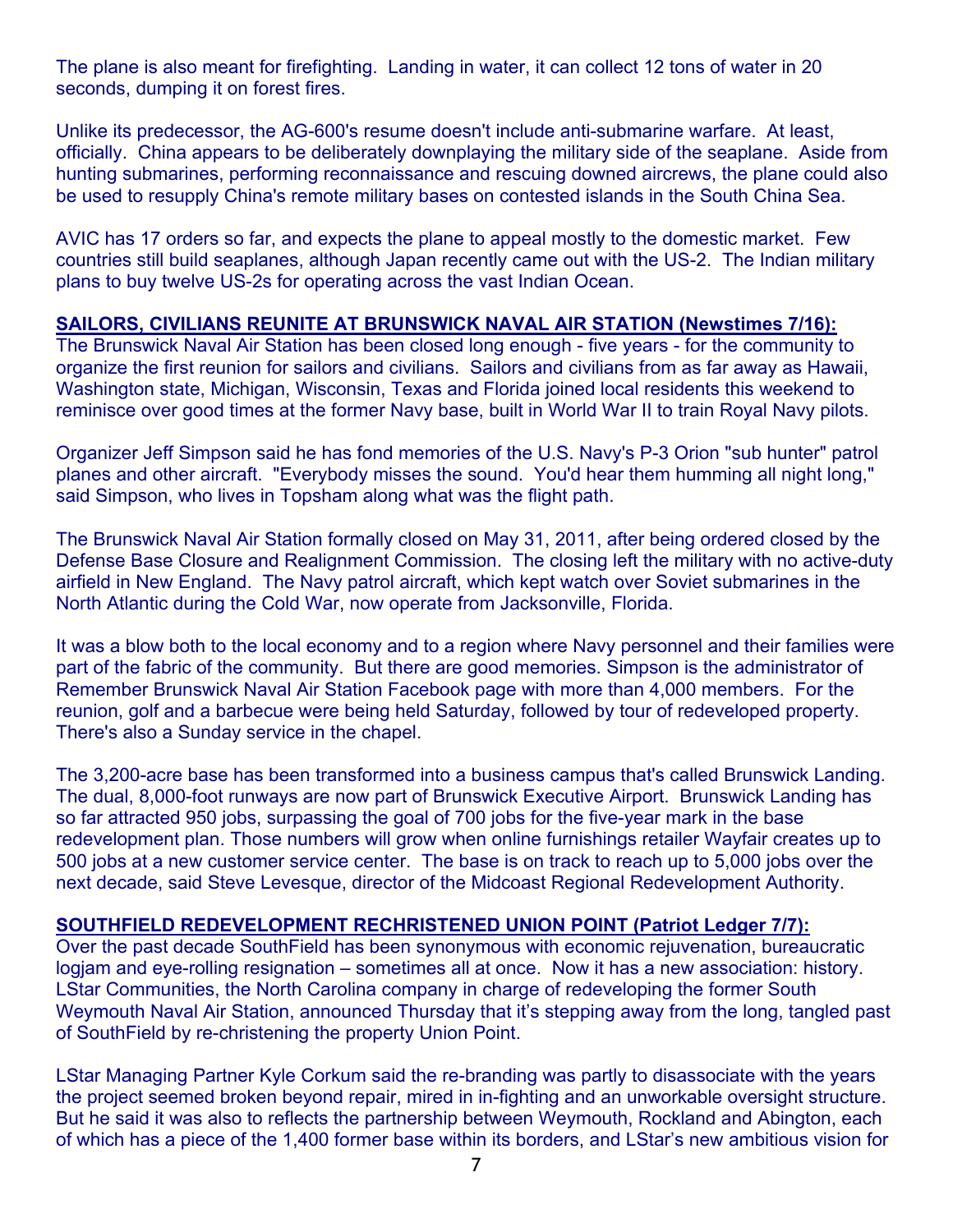The plane is also meant for firefighting. Landing in water, it can collect 12 tons of water in 20 seconds, dumping it on forest fires.

Unlike its predecessor, the AG-600's resume doesn't include anti-submarine warfare. At least, officially. China appears to be deliberately downplaying the military side of the seaplane. Aside from hunting submarines, performing reconnaissance and rescuing downed aircrews, the plane could also be used to resupply China's remote military bases on contested islands in the South China Sea.

AVIC has 17 orders so far, and expects the plane to appeal mostly to the domestic market. Few countries still build seaplanes, although Japan recently came out with the US-2. The Indian military plans to buy twelve US-2s for operating across the vast Indian Ocean.

**SAILORS, CIVILIANS REUNITE AT BRUNSWICK NAVAL AIR STATION (Newstimes 7/16):**
The Brunswick Naval Air Station has been closed long enough - five years - for the community to organize the first reunion for sailors and civilians. Sailors and civilians from as far away as Hawaii, Washington state, Michigan, Wisconsin, Texas and Florida joined local residents this weekend to reminisce over good times at the former Navy base, built in World War II to train Royal Navy pilots.

Organizer Jeff Simpson said he has fond memories of the U.S. Navy's P-3 Orion "sub hunter" patrol planes and other aircraft. "Everybody misses the sound. You'd hear them humming all night long," said Simpson, who lives in Topsham along what was the flight path.

The Brunswick Naval Air Station formally closed on May 31, 2011, after being ordered closed by the Defense Base Closure and Realignment Commission. The closing left the military with no active-duty airfield in New England. The Navy patrol aircraft, which kept watch over Soviet submarines in the North Atlantic during the Cold War, now operate from Jacksonville, Florida.

It was a blow both to the local economy and to a region where Navy personnel and their families were part of the fabric of the community. But there are good memories. Simpson is the administrator of Remember Brunswick Naval Air Station Facebook page with more than 4,000 members. For the reunion, golf and a barbecue were being held Saturday, followed by tour of redeveloped property. There's also a Sunday service in the chapel.

The 3,200-acre base has been transformed into a business campus that's called Brunswick Landing. The dual, 8,000-foot runways are now part of Brunswick Executive Airport. Brunswick Landing has so far attracted 950 jobs, surpassing the goal of 700 jobs for the five-year mark in the base redevelopment plan. Those numbers will grow when online furnishings retailer Wayfair creates up to 500 jobs at a new customer service center. The base is on track to reach up to 5,000 jobs over the next decade, said Steve Levesque, director of the Midcoast Regional Redevelopment Authority.

**SOUTHFIELD REDEVELOPMENT RECHRISTENED UNION POINT (Patriot Ledger 7/7):**
Over the past decade SouthField has been synonymous with economic rejuvenation, bureaucratic logjam and eye-rolling resignation – sometimes all at once. Now it has a new association: history. LStar Communities, the North Carolina company in charge of redeveloping the former South Weymouth Naval Air Station, announced Thursday that it's stepping away from the long, tangled past of SouthField by re-christening the property Union Point.

LStar Managing Partner Kyle Corkum said the re-branding was partly to disassociate with the years the project seemed broken beyond repair, mired in in-fighting and an unworkable oversight structure. But he said it was also to reflects the partnership between Weymouth, Rockland and Abington, each of which has a piece of the 1,400 former base within its borders, and LStar's new ambitious vision for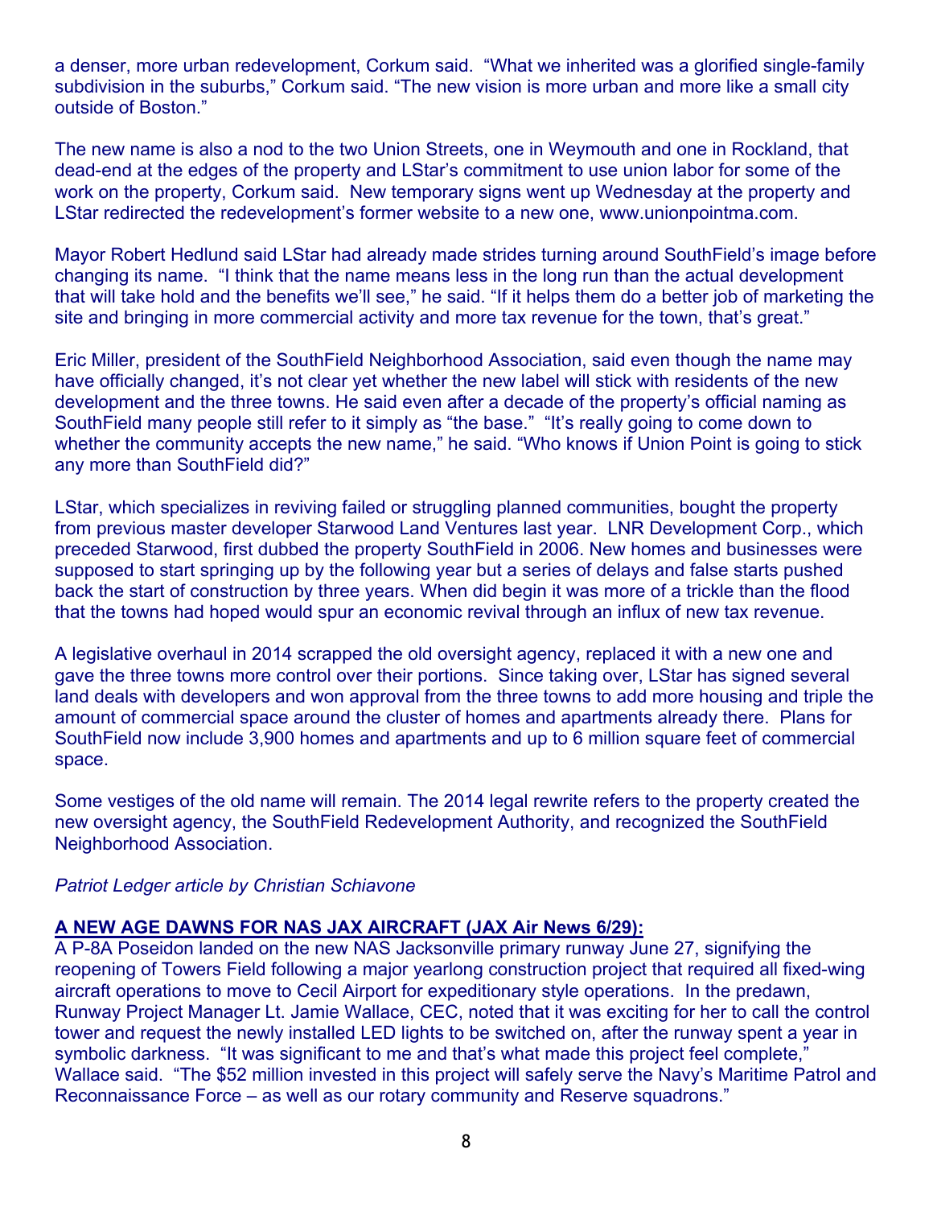a denser, more urban redevelopment, Corkum said. "What we inherited was a glorified single-family subdivision in the suburbs," Corkum said. "The new vision is more urban and more like a small city outside of Boston."

The new name is also a nod to the two Union Streets, one in Weymouth and one in Rockland, that dead-end at the edges of the property and LStar's commitment to use union labor for some of the work on the property, Corkum said. New temporary signs went up Wednesday at the property and LStar redirected the redevelopment's former website to a new one, www.unionpointma.com.

Mayor Robert Hedlund said LStar had already made strides turning around SouthField's image before changing its name. "I think that the name means less in the long run than the actual development that will take hold and the benefits we'll see," he said. "If it helps them do a better job of marketing the site and bringing in more commercial activity and more tax revenue for the town, that's great."

Eric Miller, president of the SouthField Neighborhood Association, said even though the name may have officially changed, it's not clear yet whether the new label will stick with residents of the new development and the three towns. He said even after a decade of the property's official naming as SouthField many people still refer to it simply as "the base." "It's really going to come down to whether the community accepts the new name," he said. "Who knows if Union Point is going to stick any more than SouthField did?"

LStar, which specializes in reviving failed or struggling planned communities, bought the property from previous master developer Starwood Land Ventures last year. LNR Development Corp., which preceded Starwood, first dubbed the property SouthField in 2006. New homes and businesses were supposed to start springing up by the following year but a series of delays and false starts pushed back the start of construction by three years. When did begin it was more of a trickle than the flood that the towns had hoped would spur an economic revival through an influx of new tax revenue.

A legislative overhaul in 2014 scrapped the old oversight agency, replaced it with a new one and gave the three towns more control over their portions. Since taking over, LStar has signed several land deals with developers and won approval from the three towns to add more housing and triple the amount of commercial space around the cluster of homes and apartments already there. Plans for SouthField now include 3,900 homes and apartments and up to 6 million square feet of commercial space.

Some vestiges of the old name will remain. The 2014 legal rewrite refers to the property created the new oversight agency, the SouthField Redevelopment Authority, and recognized the SouthField Neighborhood Association.

*Patriot Ledger article by Christian Schiavone*

**A NEW AGE DAWNS FOR NAS JAX AIRCRAFT (JAX Air News 6/29):**

A P-8A Poseidon landed on the new NAS Jacksonville primary runway June 27, signifying the reopening of Towers Field following a major yearlong construction project that required all fixed-wing aircraft operations to move to Cecil Airport for expeditionary style operations. In the predawn, Runway Project Manager Lt. Jamie Wallace, CEC, noted that it was exciting for her to call the control tower and request the newly installed LED lights to be switched on, after the runway spent a year in symbolic darkness. "It was significant to me and that's what made this project feel complete," Wallace said. "The $52 million invested in this project will safely serve the Navy's Maritime Patrol and Reconnaissance Force – as well as our rotary community and Reserve squadrons."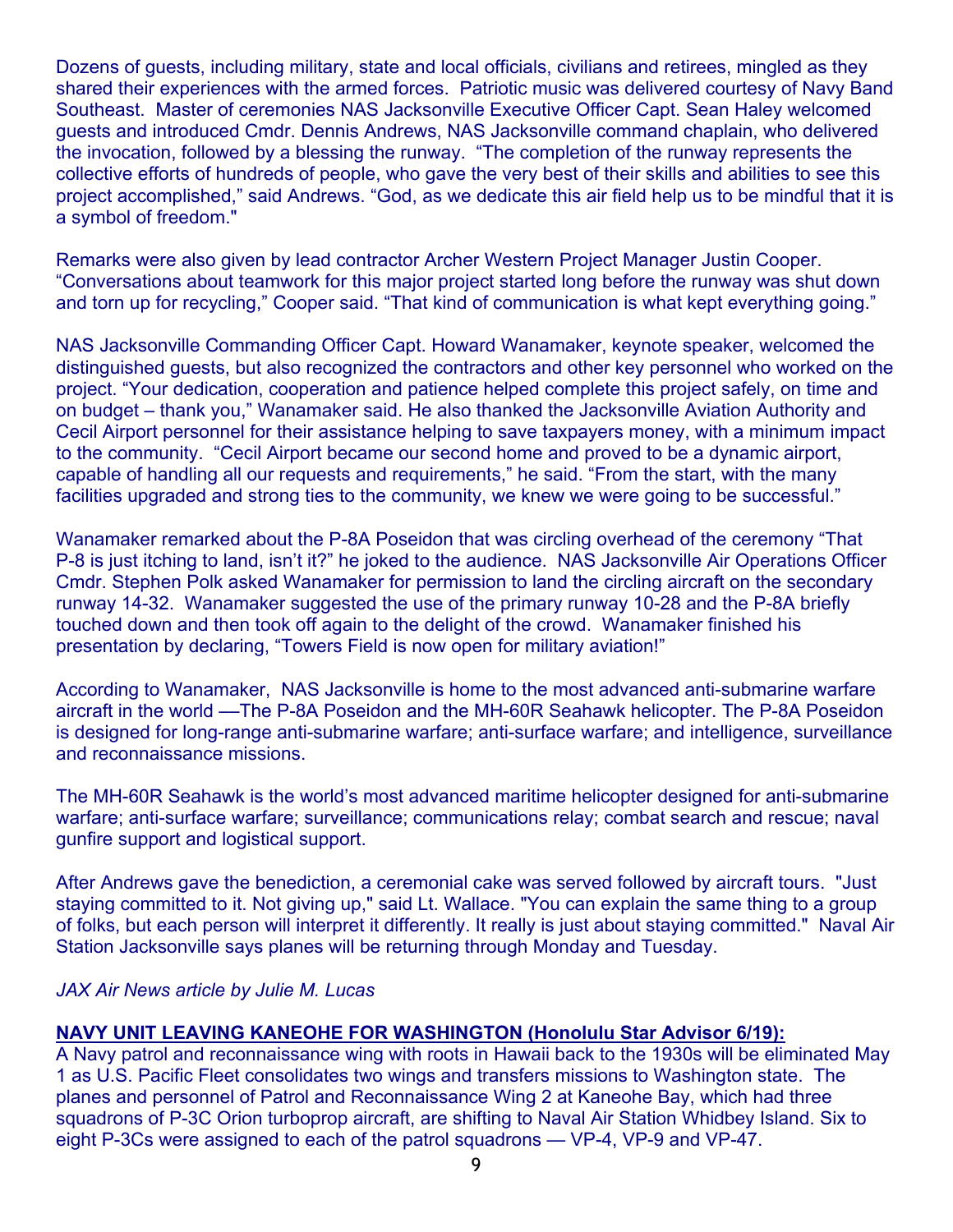Dozens of guests, including military, state and local officials, civilians and retirees, mingled as they shared their experiences with the armed forces. Patriotic music was delivered courtesy of Navy Band Southeast. Master of ceremonies NAS Jacksonville Executive Officer Capt. Sean Haley welcomed guests and introduced Cmdr. Dennis Andrews, NAS Jacksonville command chaplain, who delivered the invocation, followed by a blessing the runway. "The completion of the runway represents the collective efforts of hundreds of people, who gave the very best of their skills and abilities to see this project accomplished," said Andrews. "God, as we dedicate this air field help us to be mindful that it is a symbol of freedom."

Remarks were also given by lead contractor Archer Western Project Manager Justin Cooper. "Conversations about teamwork for this major project started long before the runway was shut down and torn up for recycling," Cooper said. "That kind of communication is what kept everything going."

NAS Jacksonville Commanding Officer Capt. Howard Wanamaker, keynote speaker, welcomed the distinguished guests, but also recognized the contractors and other key personnel who worked on the project. "Your dedication, cooperation and patience helped complete this project safely, on time and on budget – thank you," Wanamaker said. He also thanked the Jacksonville Aviation Authority and Cecil Airport personnel for their assistance helping to save taxpayers money, with a minimum impact to the community. "Cecil Airport became our second home and proved to be a dynamic airport, capable of handling all our requests and requirements," he said. "From the start, with the many facilities upgraded and strong ties to the community, we knew we were going to be successful."

Wanamaker remarked about the P-8A Poseidon that was circling overhead of the ceremony "That P-8 is just itching to land, isn't it?" he joked to the audience. NAS Jacksonville Air Operations Officer Cmdr. Stephen Polk asked Wanamaker for permission to land the circling aircraft on the secondary runway 14-32. Wanamaker suggested the use of the primary runway 10-28 and the P-8A briefly touched down and then took off again to the delight of the crowd. Wanamaker finished his presentation by declaring, "Towers Field is now open for military aviation!"

According to Wanamaker, NAS Jacksonville is home to the most advanced anti-submarine warfare aircraft in the world —The P-8A Poseidon and the MH-60R Seahawk helicopter. The P-8A Poseidon is designed for long-range anti-submarine warfare; anti-surface warfare; and intelligence, surveillance and reconnaissance missions.

The MH-60R Seahawk is the world's most advanced maritime helicopter designed for anti-submarine warfare; anti-surface warfare; surveillance; communications relay; combat search and rescue; naval gunfire support and logistical support.

After Andrews gave the benediction, a ceremonial cake was served followed by aircraft tours. "Just staying committed to it. Not giving up," said Lt. Wallace. "You can explain the same thing to a group of folks, but each person will interpret it differently. It really is just about staying committed." Naval Air Station Jacksonville says planes will be returning through Monday and Tuesday.

*JAX Air News article by Julie M. Lucas*

**NAVY UNIT LEAVING KANEOHE FOR WASHINGTON (Honolulu Star Advisor 6/19):**

A Navy patrol and reconnaissance wing with roots in Hawaii back to the 1930s will be eliminated May 1 as U.S. Pacific Fleet consolidates two wings and transfers missions to Washington state. The planes and personnel of Patrol and Reconnaissance Wing 2 at Kaneohe Bay, which had three squadrons of P-3C Orion turboprop aircraft, are shifting to Naval Air Station Whidbey Island. Six to eight P-3Cs were assigned to each of the patrol squadrons — VP-4, VP-9 and VP-47.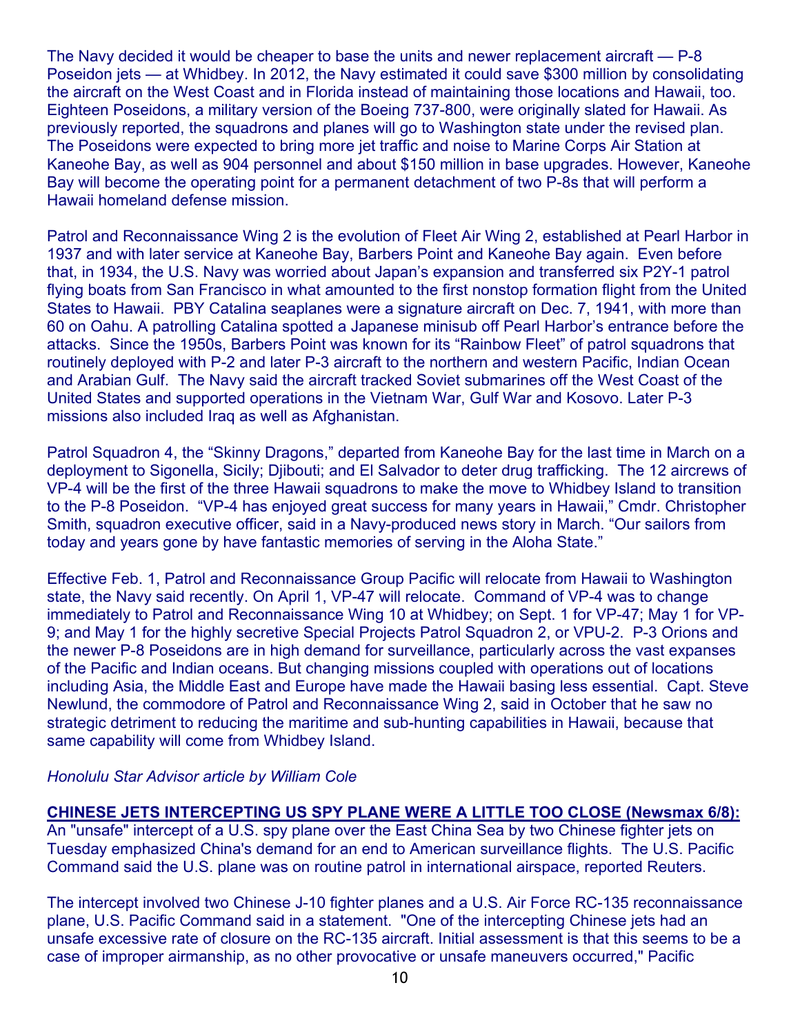The Navy decided it would be cheaper to base the units and newer replacement aircraft — P-8 Poseidon jets — at Whidbey. In 2012, the Navy estimated it could save $300 million by consolidating the aircraft on the West Coast and in Florida instead of maintaining those locations and Hawaii, too. Eighteen Poseidons, a military version of the Boeing 737-800, were originally slated for Hawaii. As previously reported, the squadrons and planes will go to Washington state under the revised plan. The Poseidons were expected to bring more jet traffic and noise to Marine Corps Air Station at Kaneohe Bay, as well as 904 personnel and about $150 million in base upgrades. However, Kaneohe Bay will become the operating point for a permanent detachment of two P-8s that will perform a Hawaii homeland defense mission.

Patrol and Reconnaissance Wing 2 is the evolution of Fleet Air Wing 2, established at Pearl Harbor in 1937 and with later service at Kaneohe Bay, Barbers Point and Kaneohe Bay again. Even before that, in 1934, the U.S. Navy was worried about Japan's expansion and transferred six P2Y-1 patrol flying boats from San Francisco in what amounted to the first nonstop formation flight from the United States to Hawaii. PBY Catalina seaplanes were a signature aircraft on Dec. 7, 1941, with more than 60 on Oahu. A patrolling Catalina spotted a Japanese minisub off Pearl Harbor's entrance before the attacks. Since the 1950s, Barbers Point was known for its "Rainbow Fleet" of patrol squadrons that routinely deployed with P-2 and later P-3 aircraft to the northern and western Pacific, Indian Ocean and Arabian Gulf. The Navy said the aircraft tracked Soviet submarines off the West Coast of the United States and supported operations in the Vietnam War, Gulf War and Kosovo. Later P-3 missions also included Iraq as well as Afghanistan.

Patrol Squadron 4, the "Skinny Dragons," departed from Kaneohe Bay for the last time in March on a deployment to Sigonella, Sicily; Djibouti; and El Salvador to deter drug trafficking. The 12 aircrews of VP-4 will be the first of the three Hawaii squadrons to make the move to Whidbey Island to transition to the P-8 Poseidon. "VP-4 has enjoyed great success for many years in Hawaii," Cmdr. Christopher Smith, squadron executive officer, said in a Navy-produced news story in March. "Our sailors from today and years gone by have fantastic memories of serving in the Aloha State."

Effective Feb. 1, Patrol and Reconnaissance Group Pacific will relocate from Hawaii to Washington state, the Navy said recently. On April 1, VP-47 will relocate. Command of VP-4 was to change immediately to Patrol and Reconnaissance Wing 10 at Whidbey; on Sept. 1 for VP-47; May 1 for VP-9; and May 1 for the highly secretive Special Projects Patrol Squadron 2, or VPU-2. P-3 Orions and the newer P-8 Poseidons are in high demand for surveillance, particularly across the vast expanses of the Pacific and Indian oceans. But changing missions coupled with operations out of locations including Asia, the Middle East and Europe have made the Hawaii basing less essential. Capt. Steve Newlund, the commodore of Patrol and Reconnaissance Wing 2, said in October that he saw no strategic detriment to reducing the maritime and sub-hunting capabilities in Hawaii, because that same capability will come from Whidbey Island.

*Honolulu Star Advisor article by William Cole*

**CHINESE JETS INTERCEPTING US SPY PLANE WERE A LITTLE TOO CLOSE (Newsmax 6/8):**
An "unsafe" intercept of a U.S. spy plane over the East China Sea by two Chinese fighter jets on Tuesday emphasized China's demand for an end to American surveillance flights. The U.S. Pacific Command said the U.S. plane was on routine patrol in international airspace, reported Reuters.

The intercept involved two Chinese J-10 fighter planes and a U.S. Air Force RC-135 reconnaissance plane, U.S. Pacific Command said in a statement. "One of the intercepting Chinese jets had an unsafe excessive rate of closure on the RC-135 aircraft. Initial assessment is that this seems to be a case of improper airmanship, as no other provocative or unsafe maneuvers occurred," Pacific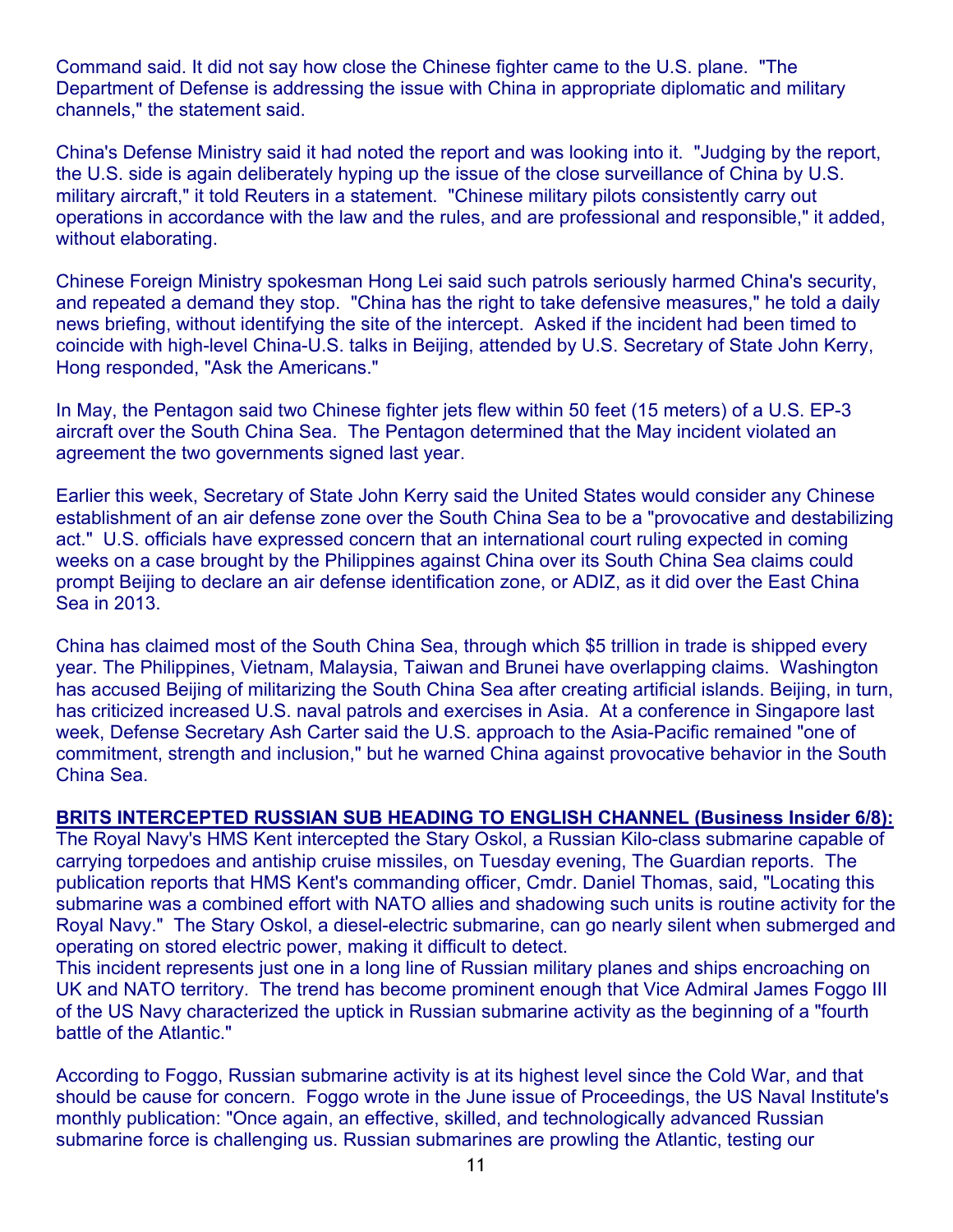Command said. It did not say how close the Chinese fighter came to the U.S. plane. "The Department of Defense is addressing the issue with China in appropriate diplomatic and military channels," the statement said.

China's Defense Ministry said it had noted the report and was looking into it. "Judging by the report, the U.S. side is again deliberately hyping up the issue of the close surveillance of China by U.S. military aircraft," it told Reuters in a statement. "Chinese military pilots consistently carry out operations in accordance with the law and the rules, and are professional and responsible," it added, without elaborating.

Chinese Foreign Ministry spokesman Hong Lei said such patrols seriously harmed China's security, and repeated a demand they stop. "China has the right to take defensive measures," he told a daily news briefing, without identifying the site of the intercept. Asked if the incident had been timed to coincide with high-level China-U.S. talks in Beijing, attended by U.S. Secretary of State John Kerry, Hong responded, "Ask the Americans."

In May, the Pentagon said two Chinese fighter jets flew within 50 feet (15 meters) of a U.S. EP-3 aircraft over the South China Sea. The Pentagon determined that the May incident violated an agreement the two governments signed last year.

Earlier this week, Secretary of State John Kerry said the United States would consider any Chinese establishment of an air defense zone over the South China Sea to be a "provocative and destabilizing act." U.S. officials have expressed concern that an international court ruling expected in coming weeks on a case brought by the Philippines against China over its South China Sea claims could prompt Beijing to declare an air defense identification zone, or ADIZ, as it did over the East China Sea in 2013.

China has claimed most of the South China Sea, through which $5 trillion in trade is shipped every year. The Philippines, Vietnam, Malaysia, Taiwan and Brunei have overlapping claims. Washington has accused Beijing of militarizing the South China Sea after creating artificial islands. Beijing, in turn, has criticized increased U.S. naval patrols and exercises in Asia. At a conference in Singapore last week, Defense Secretary Ash Carter said the U.S. approach to the Asia-Pacific remained "one of commitment, strength and inclusion," but he warned China against provocative behavior in the South China Sea.

**BRITS INTERCEPTED RUSSIAN SUB HEADING TO ENGLISH CHANNEL (Business Insider 6/8):**
The Royal Navy's HMS Kent intercepted the Stary Oskol, a Russian Kilo-class submarine capable of carrying torpedoes and antiship cruise missiles, on Tuesday evening, The Guardian reports. The publication reports that HMS Kent's commanding officer, Cmdr. Daniel Thomas, said, "Locating this submarine was a combined effort with NATO allies and shadowing such units is routine activity for the Royal Navy." The Stary Oskol, a diesel-electric submarine, can go nearly silent when submerged and operating on stored electric power, making it difficult to detect.
This incident represents just one in a long line of Russian military planes and ships encroaching on UK and NATO territory. The trend has become prominent enough that Vice Admiral James Foggo III of the US Navy characterized the uptick in Russian submarine activity as the beginning of a "fourth battle of the Atlantic."

According to Foggo, Russian submarine activity is at its highest level since the Cold War, and that should be cause for concern. Foggo wrote in the June issue of Proceedings, the US Naval Institute's monthly publication: "Once again, an effective, skilled, and technologically advanced Russian submarine force is challenging us. Russian submarines are prowling the Atlantic, testing our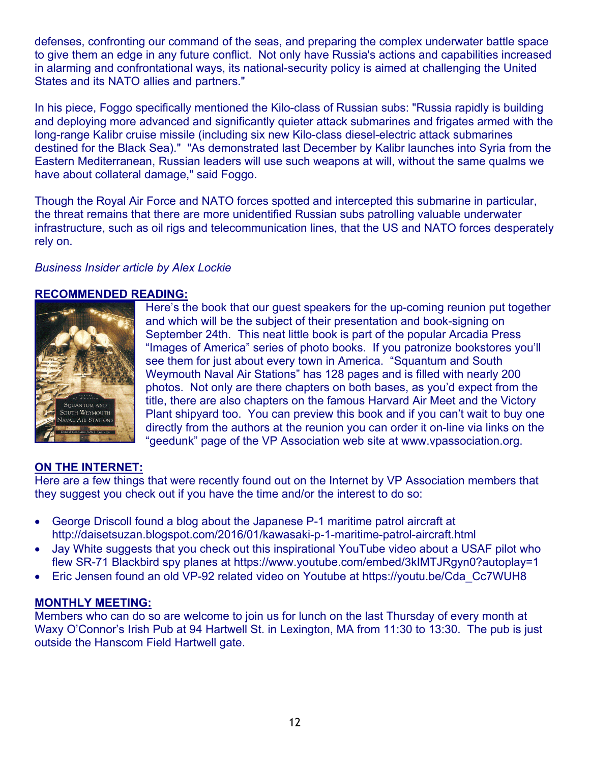defenses, confronting our command of the seas, and preparing the complex underwater battle space to give them an edge in any future conflict. Not only have Russia's actions and capabilities increased in alarming and confrontational ways, its national-security policy is aimed at challenging the United States and its NATO allies and partners."

In his piece, Foggo specifically mentioned the Kilo-class of Russian subs: "Russia rapidly is building and deploying more advanced and significantly quieter attack submarines and frigates armed with the long-range Kalibr cruise missile (including six new Kilo-class diesel-electric attack submarines destined for the Black Sea)." "As demonstrated last December by Kalibr launches into Syria from the Eastern Mediterranean, Russian leaders will use such weapons at will, without the same qualms we have about collateral damage," said Foggo.

Though the Royal Air Force and NATO forces spotted and intercepted this submarine in particular, the threat remains that there are more unidentified Russian subs patrolling valuable underwater infrastructure, such as oil rigs and telecommunication lines, that the US and NATO forces desperately rely on.

*Business Insider article by Alex Lockie*

## RECOMMENDED READING:

Here's the book that our guest speakers for the up-coming reunion put together and which will be the subject of their presentation and book-signing on September 24th. This neat little book is part of the popular Arcadia Press "Images of America" series of photo books. If you patronize bookstores you'll see them for just about every town in America. "Squantum and South Weymouth Naval Air Stations" has 128 pages and is filled with nearly 200 photos. Not only are there chapters on both bases, as you'd expect from the title, there are also chapters on the famous Harvard Air Meet and the Victory Plant shipyard too. You can preview this book and if you can't wait to buy one directly from the authors at the reunion you can order it on-line via links on the "geedunk" page of the VP Association web site at www.vpassociation.org.

## ON THE INTERNET:

Here are a few things that were recently found out on the Internet by VP Association members that they suggest you check out if you have the time and/or the interest to do so:

- George Driscoll found a blog about the Japanese P-1 maritime patrol aircraft at http://daisetsuzan.blogspot.com/2016/01/kawasaki-p-1-maritime-patrol-aircraft.html
- Jay White suggests that you check out this inspirational YouTube video about a USAF pilot who flew SR-71 Blackbird spy planes at https://www.youtube.com/embed/3kIMTJRgyn0?autoplay=1
- Eric Jensen found an old VP-92 related video on Youtube at https://youtu.be/Cda_Cc7WUH8

## MONTHLY MEETING:

Members who can do so are welcome to join us for lunch on the last Thursday of every month at Waxy O'Connor's Irish Pub at 94 Hartwell St. in Lexington, MA from 11:30 to 13:30. The pub is just outside the Hanscom Field Hartwell gate.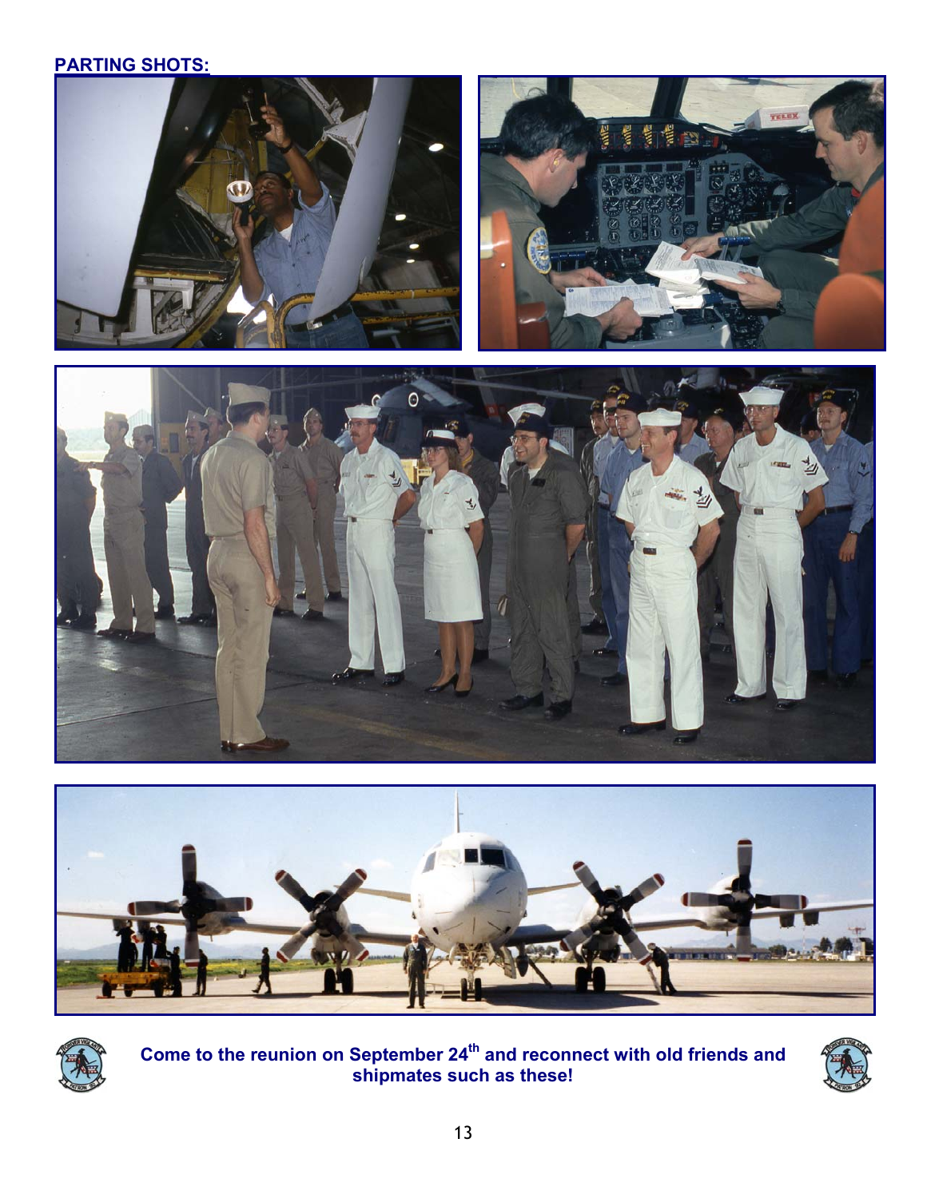**PARTING SHOTS:**

**Come to the reunion on September 24th and reconnect with old friends and shipmates such as these!**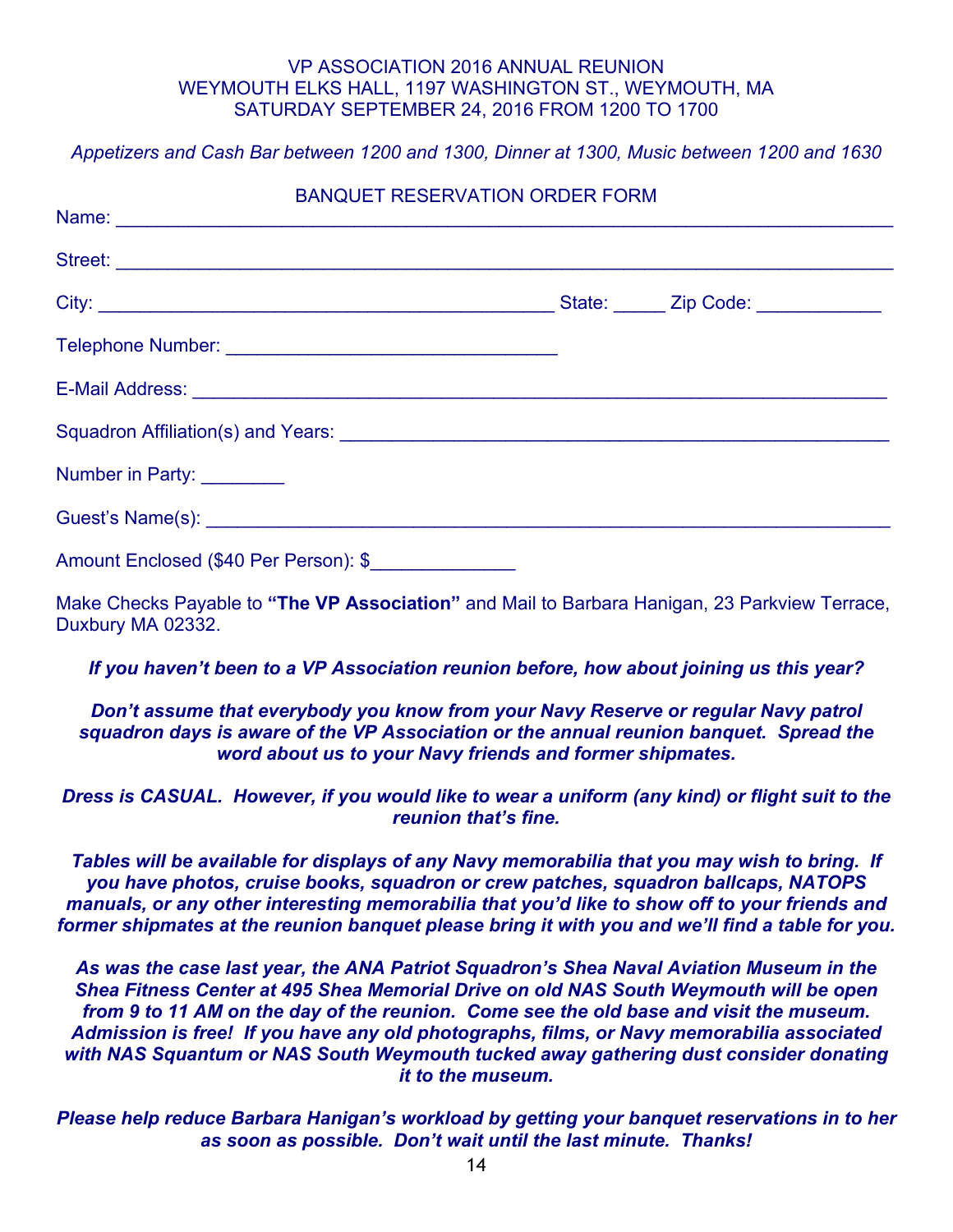VP ASSOCIATION 2016 ANNUAL REUNION
WEYMOUTH ELKS HALL, 1197 WASHINGTON ST., WEYMOUTH, MA
SATURDAY SEPTEMBER 24, 2016 FROM 1200 TO 1700

*Appetizers and Cash Bar between 1200 and 1300, Dinner at 1300, Music between 1200 and 1630*

BANQUET RESERVATION ORDER FORM

Name: ___________________________________________________________________________

Street: ___________________________________________________________________________

City: ____________________________________________ State: _____ Zip Code: ____________

Telephone Number: ________________________________

E-Mail Address: ____________________________________________________________________

Squadron Affiliation(s) and Years: ___________________________________________________

Number in Party: ________

Guest's Name(s): ___________________________________________________________________

Amount Enclosed ($40 Per Person): $_____________

Make Checks Payable to **"The VP Association"** and Mail to Barbara Hanigan, 23 Parkview Terrace, Duxbury MA 02332.

***If you haven't been to a VP Association reunion before, how about joining us this year?***

***Don't assume that everybody you know from your Navy Reserve or regular Navy patrol squadron days is aware of the VP Association or the annual reunion banquet. Spread the word about us to your Navy friends and former shipmates.***

***Dress is CASUAL. However, if you would like to wear a uniform (any kind) or flight suit to the reunion that's fine.***

***Tables will be available for displays of any Navy memorabilia that you may wish to bring. If you have photos, cruise books, squadron or crew patches, squadron ballcaps, NATOPS manuals, or any other interesting memorabilia that you'd like to show off to your friends and former shipmates at the reunion banquet please bring it with you and we'll find a table for you.***

***As was the case last year, the ANA Patriot Squadron's Shea Naval Aviation Museum in the Shea Fitness Center at 495 Shea Memorial Drive on old NAS South Weymouth will be open from 9 to 11 AM on the day of the reunion. Come see the old base and visit the museum. Admission is free! If you have any old photographs, films, or Navy memorabilia associated with NAS Squantum or NAS South Weymouth tucked away gathering dust consider donating it to the museum.***

***Please help reduce Barbara Hanigan's workload by getting your banquet reservations in to her as soon as possible. Don't wait until the last minute. Thanks!***